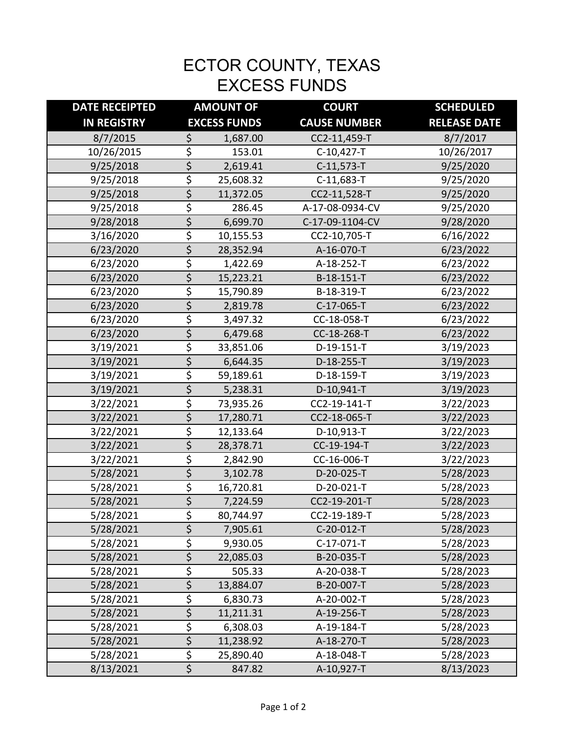# ECTOR COUNTY, TEXAS
# EXCESS FUNDS

| DATE RECEIPTED IN REGISTRY | AMOUNT OF EXCESS FUNDS | COURT CAUSE NUMBER | SCHEDULED RELEASE DATE |
|---|---|---|---|
| 8/7/2015 | $ 1,687.00 | CC2-11,459-T | 8/7/2017 |
| 10/26/2015 | $ 153.01 | C-10,427-T | 10/26/2017 |
| 9/25/2018 | $ 2,619.41 | C-11,573-T | 9/25/2020 |
| 9/25/2018 | $ 25,608.32 | C-11,683-T | 9/25/2020 |
| 9/25/2018 | $ 11,372.05 | CC2-11,528-T | 9/25/2020 |
| 9/25/2018 | $ 286.45 | A-17-08-0934-CV | 9/25/2020 |
| 9/28/2018 | $ 6,699.70 | C-17-09-1104-CV | 9/28/2020 |
| 3/16/2020 | $ 10,155.53 | CC2-10,705-T | 6/16/2022 |
| 6/23/2020 | $ 28,352.94 | A-16-070-T | 6/23/2022 |
| 6/23/2020 | $ 1,422.69 | A-18-252-T | 6/23/2022 |
| 6/23/2020 | $ 15,223.21 | B-18-151-T | 6/23/2022 |
| 6/23/2020 | $ 15,790.89 | B-18-319-T | 6/23/2022 |
| 6/23/2020 | $ 2,819.78 | C-17-065-T | 6/23/2022 |
| 6/23/2020 | $ 3,497.32 | CC-18-058-T | 6/23/2022 |
| 6/23/2020 | $ 6,479.68 | CC-18-268-T | 6/23/2022 |
| 3/19/2021 | $ 33,851.06 | D-19-151-T | 3/19/2023 |
| 3/19/2021 | $ 6,644.35 | D-18-255-T | 3/19/2023 |
| 3/19/2021 | $ 59,189.61 | D-18-159-T | 3/19/2023 |
| 3/19/2021 | $ 5,238.31 | D-10,941-T | 3/19/2023 |
| 3/22/2021 | $ 73,935.26 | CC2-19-141-T | 3/22/2023 |
| 3/22/2021 | $ 17,280.71 | CC2-18-065-T | 3/22/2023 |
| 3/22/2021 | $ 12,133.64 | D-10,913-T | 3/22/2023 |
| 3/22/2021 | $ 28,378.71 | CC-19-194-T | 3/22/2023 |
| 3/22/2021 | $ 2,842.90 | CC-16-006-T | 3/22/2023 |
| 5/28/2021 | $ 3,102.78 | D-20-025-T | 5/28/2023 |
| 5/28/2021 | $ 16,720.81 | D-20-021-T | 5/28/2023 |
| 5/28/2021 | $ 7,224.59 | CC2-19-201-T | 5/28/2023 |
| 5/28/2021 | $ 80,744.97 | CC2-19-189-T | 5/28/2023 |
| 5/28/2021 | $ 7,905.61 | C-20-012-T | 5/28/2023 |
| 5/28/2021 | $ 9,930.05 | C-17-071-T | 5/28/2023 |
| 5/28/2021 | $ 22,085.03 | B-20-035-T | 5/28/2023 |
| 5/28/2021 | $ 505.33 | A-20-038-T | 5/28/2023 |
| 5/28/2021 | $ 13,884.07 | B-20-007-T | 5/28/2023 |
| 5/28/2021 | $ 6,830.73 | A-20-002-T | 5/28/2023 |
| 5/28/2021 | $ 11,211.31 | A-19-256-T | 5/28/2023 |
| 5/28/2021 | $ 6,308.03 | A-19-184-T | 5/28/2023 |
| 5/28/2021 | $ 11,238.92 | A-18-270-T | 5/28/2023 |
| 5/28/2021 | $ 25,890.40 | A-18-048-T | 5/28/2023 |
| 8/13/2021 | $ 847.82 | A-10,927-T | 8/13/2023 |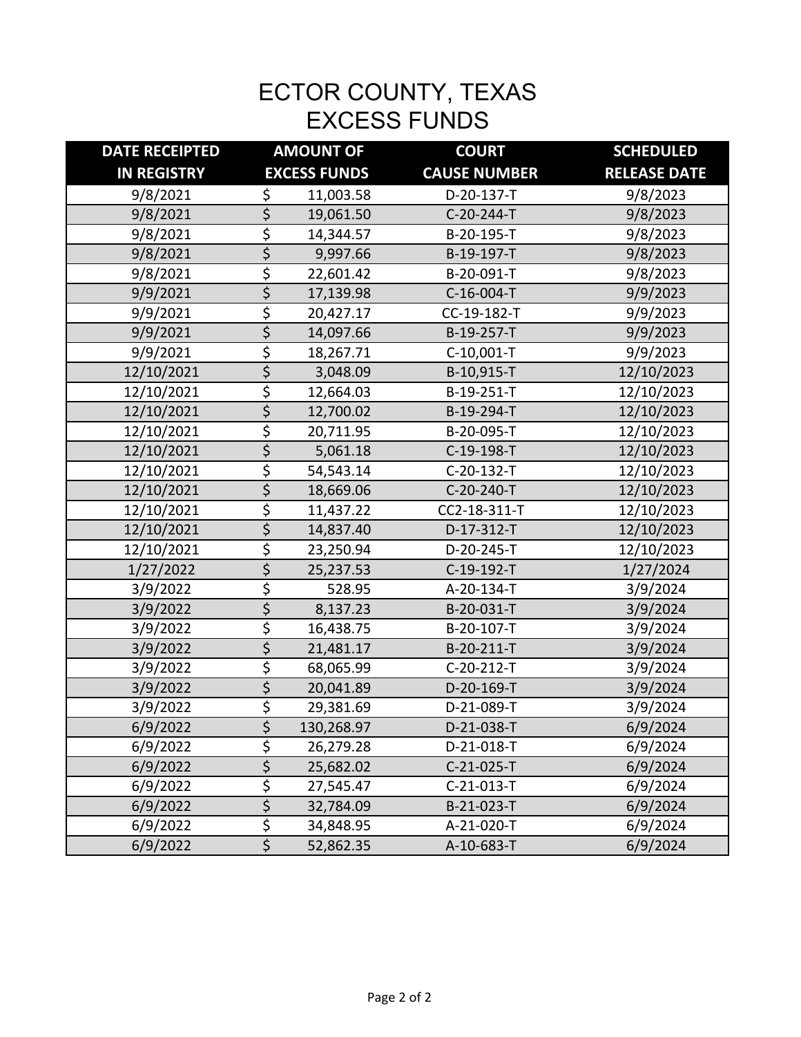# ECTOR COUNTY, TEXAS
# EXCESS FUNDS

| DATE RECEIPTED IN REGISTRY | AMOUNT OF EXCESS FUNDS | COURT CAUSE NUMBER | SCHEDULED RELEASE DATE |
|---|---|---|---|
| 9/8/2021 | $ 11,003.58 | D-20-137-T | 9/8/2023 |
| 9/8/2021 | $ 19,061.50 | C-20-244-T | 9/8/2023 |
| 9/8/2021 | $ 14,344.57 | B-20-195-T | 9/8/2023 |
| 9/8/2021 | $ 9,997.66 | B-19-197-T | 9/8/2023 |
| 9/8/2021 | $ 22,601.42 | B-20-091-T | 9/8/2023 |
| 9/9/2021 | $ 17,139.98 | C-16-004-T | 9/9/2023 |
| 9/9/2021 | $ 20,427.17 | CC-19-182-T | 9/9/2023 |
| 9/9/2021 | $ 14,097.66 | B-19-257-T | 9/9/2023 |
| 9/9/2021 | $ 18,267.71 | C-10,001-T | 9/9/2023 |
| 12/10/2021 | $ 3,048.09 | B-10,915-T | 12/10/2023 |
| 12/10/2021 | $ 12,664.03 | B-19-251-T | 12/10/2023 |
| 12/10/2021 | $ 12,700.02 | B-19-294-T | 12/10/2023 |
| 12/10/2021 | $ 20,711.95 | B-20-095-T | 12/10/2023 |
| 12/10/2021 | $ 5,061.18 | C-19-198-T | 12/10/2023 |
| 12/10/2021 | $ 54,543.14 | C-20-132-T | 12/10/2023 |
| 12/10/2021 | $ 18,669.06 | C-20-240-T | 12/10/2023 |
| 12/10/2021 | $ 11,437.22 | CC2-18-311-T | 12/10/2023 |
| 12/10/2021 | $ 14,837.40 | D-17-312-T | 12/10/2023 |
| 12/10/2021 | $ 23,250.94 | D-20-245-T | 12/10/2023 |
| 1/27/2022 | $ 25,237.53 | C-19-192-T | 1/27/2024 |
| 3/9/2022 | $ 528.95 | A-20-134-T | 3/9/2024 |
| 3/9/2022 | $ 8,137.23 | B-20-031-T | 3/9/2024 |
| 3/9/2022 | $ 16,438.75 | B-20-107-T | 3/9/2024 |
| 3/9/2022 | $ 21,481.17 | B-20-211-T | 3/9/2024 |
| 3/9/2022 | $ 68,065.99 | C-20-212-T | 3/9/2024 |
| 3/9/2022 | $ 20,041.89 | D-20-169-T | 3/9/2024 |
| 3/9/2022 | $ 29,381.69 | D-21-089-T | 3/9/2024 |
| 6/9/2022 | $ 130,268.97 | D-21-038-T | 6/9/2024 |
| 6/9/2022 | $ 26,279.28 | D-21-018-T | 6/9/2024 |
| 6/9/2022 | $ 25,682.02 | C-21-025-T | 6/9/2024 |
| 6/9/2022 | $ 27,545.47 | C-21-013-T | 6/9/2024 |
| 6/9/2022 | $ 32,784.09 | B-21-023-T | 6/9/2024 |
| 6/9/2022 | $ 34,848.95 | A-21-020-T | 6/9/2024 |
| 6/9/2022 | $ 52,862.35 | A-10-683-T | 6/9/2024 |